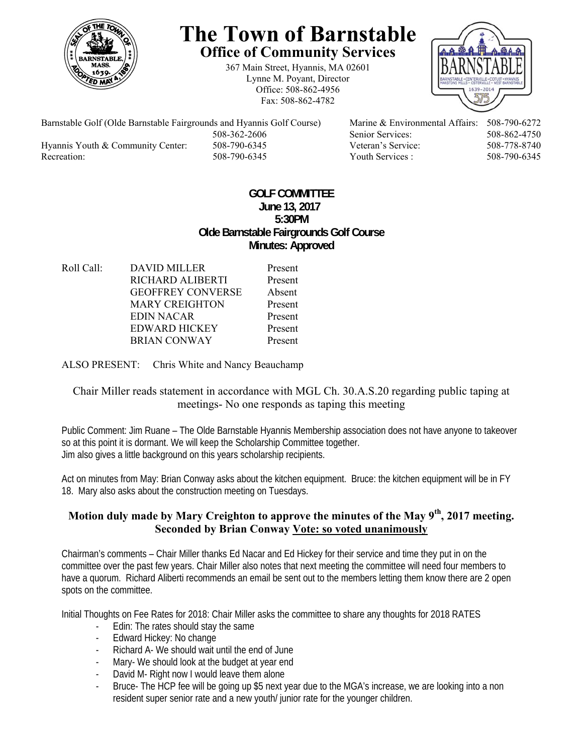# The Town of Barnstable

## Office of Community Services

367 Main Street, Hyannis, MA 02601
Lynne M. Poyant, Director
Office: 508-862-4956
Fax: 508-862-4782

| | | | |
|---|---|---|---|
| Barnstable Golf (Olde Barnstable Fairgrounds and Hyannis Golf Course) | 508-362-2606 | Marine & Environmental Affairs: | 508-790-6272 |
| | | Senior Services: | 508-862-4750 |
| Hyannis Youth & Community Center: | 508-790-6345 | Veteran's Service: | 508-778-8740 |
| Recreation: | 508-790-6345 | Youth Services : | 508-790-6345 |

**GOLF COMMITTEE**
**June 13, 2017**
**5:30PM**
**Olde Barnstable Fairgrounds Golf Course**
**Minutes: Approved**

| Roll Call: | | |
|---|---|---|
| | DAVID MILLER | Present |
| | RICHARD ALIBERTI | Present |
| | GEOFFREY CONVERSE | Absent |
| | MARY CREIGHTON | Present |
| | EDIN NACAR | Present |
| | EDWARD HICKEY | Present |
| | BRIAN CONWAY | Present |

ALSO PRESENT: Chris White and Nancy Beauchamp

Chair Miller reads statement in accordance with MGL Ch. 30.A.S.20 regarding public taping at meetings- No one responds as taping this meeting

Public Comment: Jim Ruane – The Olde Barnstable Hyannis Membership association does not have anyone to takeover so at this point it is dormant. We will keep the Scholarship Committee together.
Jim also gives a little background on this years scholarship recipients.

Act on minutes from May: Brian Conway asks about the kitchen equipment. Bruce: the kitchen equipment will be in FY 18. Mary also asks about the construction meeting on Tuesdays.

**Motion duly made by Mary Creighton to approve the minutes of the May 9th, 2017 meeting. Seconded by Brian Conway Vote: so voted unanimously**

Chairman's comments – Chair Miller thanks Ed Nacar and Ed Hickey for their service and time they put in on the committee over the past few years. Chair Miller also notes that next meeting the committee will need four members to have a quorum. Richard Aliberti recommends an email be sent out to the members letting them know there are 2 open spots on the committee.

Initial Thoughts on Fee Rates for 2018: Chair Miller asks the committee to share any thoughts for 2018 RATES

- Edin: The rates should stay the same
- Edward Hickey: No change
- Richard A- We should wait until the end of June
- Mary- We should look at the budget at year end
- David M- Right now I would leave them alone
- Bruce- The HCP fee will be going up $5 next year due to the MGA's increase, we are looking into a non resident super senior rate and a new youth/ junior rate for the younger children.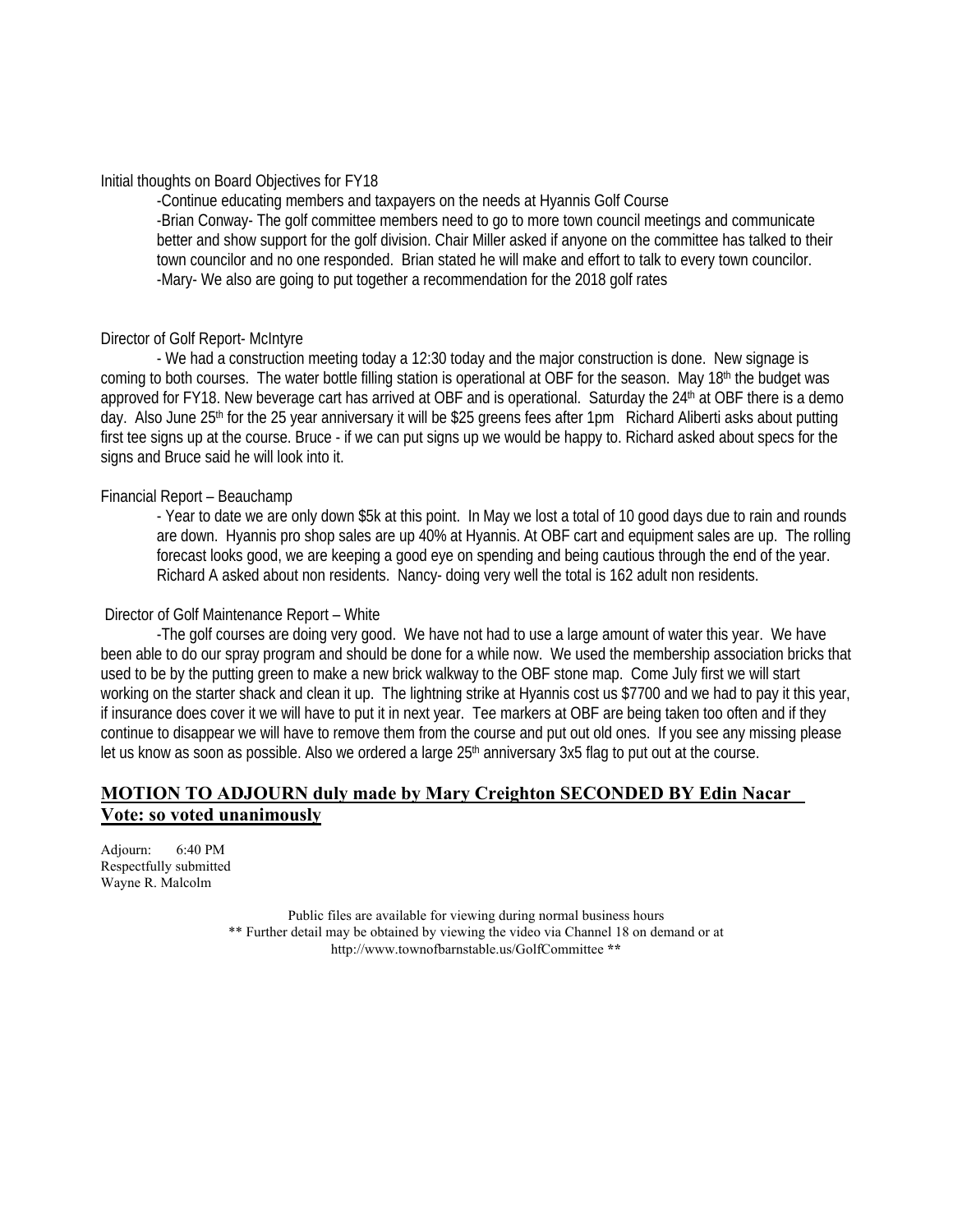Initial thoughts on Board Objectives for FY18

-Continue educating members and taxpayers on the needs at Hyannis Golf Course

-Brian Conway- The golf committee members need to go to more town council meetings and communicate better and show support for the golf division. Chair Miller asked if anyone on the committee has talked to their town councilor and no one responded. Brian stated he will make and effort to talk to every town councilor.

-Mary- We also are going to put together a recommendation for the 2018 golf rates

Director of Golf Report- McIntyre

- We had a construction meeting today a 12:30 today and the major construction is done. New signage is coming to both courses. The water bottle filling station is operational at OBF for the season. May 18th the budget was approved for FY18. New beverage cart has arrived at OBF and is operational. Saturday the 24th at OBF there is a demo day. Also June 25th for the 25 year anniversary it will be $25 greens fees after 1pm Richard Aliberti asks about putting first tee signs up at the course. Bruce - if we can put signs up we would be happy to. Richard asked about specs for the signs and Bruce said he will look into it.

Financial Report – Beauchamp

- Year to date we are only down $5k at this point. In May we lost a total of 10 good days due to rain and rounds are down. Hyannis pro shop sales are up 40% at Hyannis. At OBF cart and equipment sales are up. The rolling forecast looks good, we are keeping a good eye on spending and being cautious through the end of the year. Richard A asked about non residents. Nancy- doing very well the total is 162 adult non residents.

Director of Golf Maintenance Report – White

-The golf courses are doing very good. We have not had to use a large amount of water this year. We have been able to do our spray program and should be done for a while now. We used the membership association bricks that used to be by the putting green to make a new brick walkway to the OBF stone map. Come July first we will start working on the starter shack and clean it up. The lightning strike at Hyannis cost us $7700 and we had to pay it this year, if insurance does cover it we will have to put it in next year. Tee markers at OBF are being taken too often and if they continue to disappear we will have to remove them from the course and put out old ones. If you see any missing please let us know as soon as possible. Also we ordered a large 25th anniversary 3x5 flag to put out at the course.

**MOTION TO ADJOURN duly made by Mary Creighton SECONDED BY Edin Nacar**
**Vote: so voted unanimously**

Adjourn: 6:40 PM
Respectfully submitted
Wayne R. Malcolm

Public files are available for viewing during normal business hours
** Further detail may be obtained by viewing the video via Channel 18 on demand or at http://www.townofbarnstable.us/GolfCommittee **